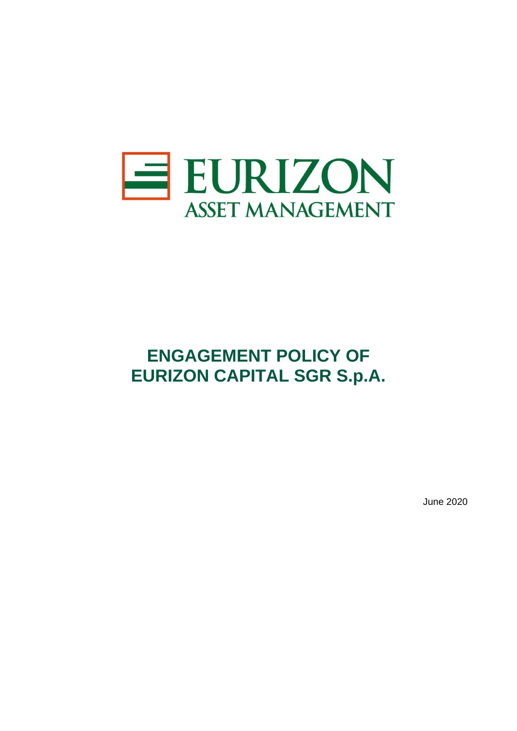EURIZON
ASSET MANAGEMENT

# ENGAGEMENT POLICY OF EURIZON CAPITAL SGR S.p.A.

June 2020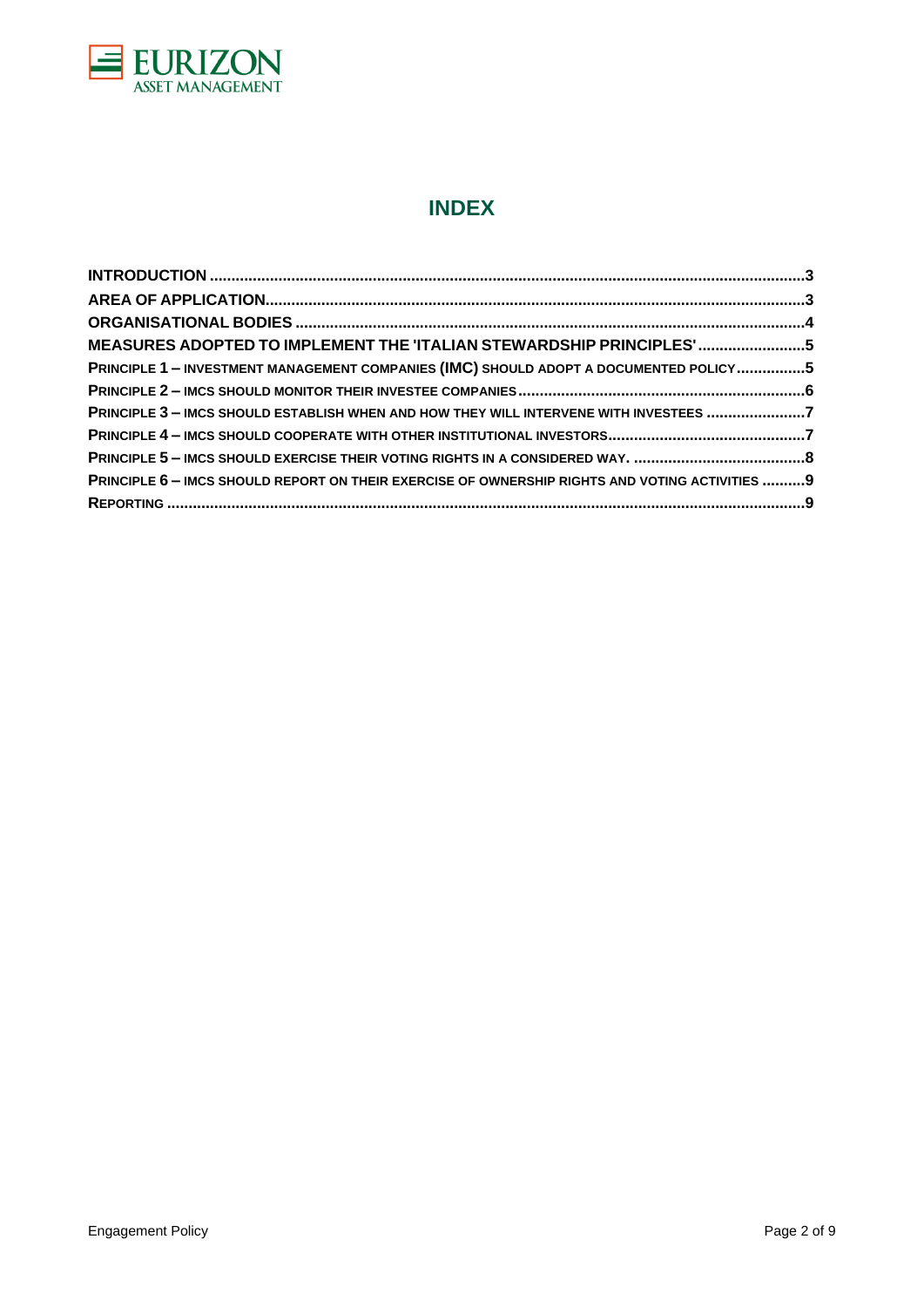# INDEX

- **INTRODUCTION** ........ 3
- **AREA OF APPLICATION** ........ 3
- **ORGANISATIONAL BODIES** ........ 4
- **MEASURES ADOPTED TO IMPLEMENT THE 'ITALIAN STEWARDSHIP PRINCIPLES'** ........ 5
  - **PRINCIPLE 1 – INVESTMENT MANAGEMENT COMPANIES (IMC) SHOULD ADOPT A DOCUMENTED POLICY** ........ 5
  - **PRINCIPLE 2 – IMCS SHOULD MONITOR THEIR INVESTEE COMPANIES** ........ 6
  - **PRINCIPLE 3 – IMCS SHOULD ESTABLISH WHEN AND HOW THEY WILL INTERVENE WITH INVESTEES** ........ 7
  - **PRINCIPLE 4 – IMCS SHOULD COOPERATE WITH OTHER INSTITUTIONAL INVESTORS** ........ 7
  - **PRINCIPLE 5 – IMCS SHOULD EXERCISE THEIR VOTING RIGHTS IN A CONSIDERED WAY.** ........ 8
  - **PRINCIPLE 6 – IMCS SHOULD REPORT ON THEIR EXERCISE OF OWNERSHIP RIGHTS AND VOTING ACTIVITIES** ........ 9
  - **REPORTING** ........ 9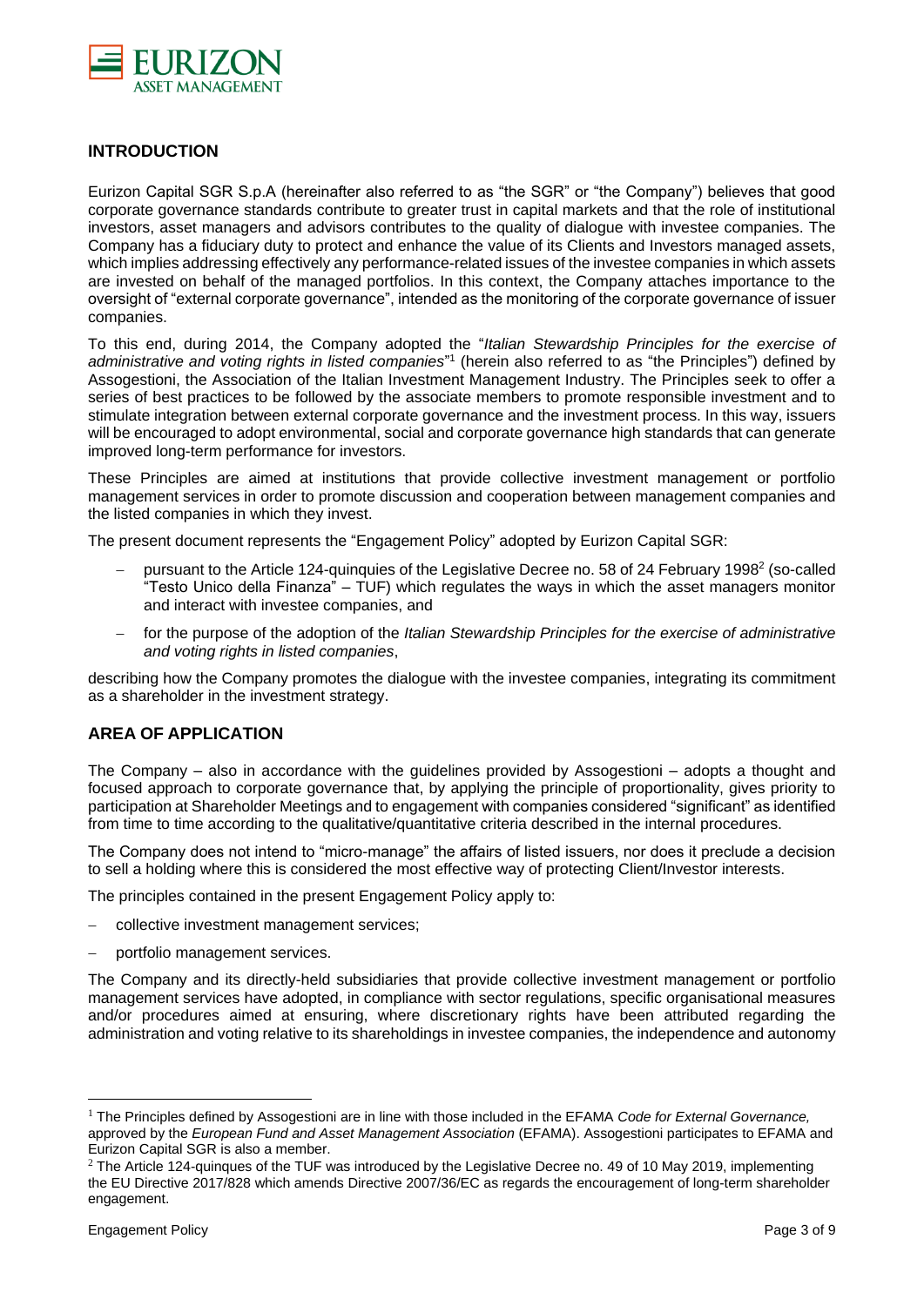## INTRODUCTION

Eurizon Capital SGR S.p.A (hereinafter also referred to as "the SGR" or "the Company") believes that good corporate governance standards contribute to greater trust in capital markets and that the role of institutional investors, asset managers and advisors contributes to the quality of dialogue with investee companies. The Company has a fiduciary duty to protect and enhance the value of its Clients and Investors managed assets, which implies addressing effectively any performance-related issues of the investee companies in which assets are invested on behalf of the managed portfolios. In this context, the Company attaches importance to the oversight of "external corporate governance", intended as the monitoring of the corporate governance of issuer companies.

To this end, during 2014, the Company adopted the "*Italian Stewardship Principles for the exercise of administrative and voting rights in listed companies*"[1] (herein also referred to as "the Principles") defined by Assogestioni, the Association of the Italian Investment Management Industry. The Principles seek to offer a series of best practices to be followed by the associate members to promote responsible investment and to stimulate integration between external corporate governance and the investment process. In this way, issuers will be encouraged to adopt environmental, social and corporate governance high standards that can generate improved long-term performance for investors.

These Principles are aimed at institutions that provide collective investment management or portfolio management services in order to promote discussion and cooperation between management companies and the listed companies in which they invest.

The present document represents the "Engagement Policy" adopted by Eurizon Capital SGR:

- pursuant to the Article 124-quinquies of the Legislative Decree no. 58 of 24 February 1998[2] (so-called "Testo Unico della Finanza" – TUF) which regulates the ways in which the asset managers monitor and interact with investee companies, and
- for the purpose of the adoption of the *Italian Stewardship Principles for the exercise of administrative and voting rights in listed companies*,

describing how the Company promotes the dialogue with the investee companies, integrating its commitment as a shareholder in the investment strategy.

## AREA OF APPLICATION

The Company – also in accordance with the guidelines provided by Assogestioni – adopts a thought and focused approach to corporate governance that, by applying the principle of proportionality, gives priority to participation at Shareholder Meetings and to engagement with companies considered "significant" as identified from time to time according to the qualitative/quantitative criteria described in the internal procedures.

The Company does not intend to "micro-manage" the affairs of listed issuers, nor does it preclude a decision to sell a holding where this is considered the most effective way of protecting Client/Investor interests.

The principles contained in the present Engagement Policy apply to:

- collective investment management services;
- portfolio management services.

The Company and its directly-held subsidiaries that provide collective investment management or portfolio management services have adopted, in compliance with sector regulations, specific organisational measures and/or procedures aimed at ensuring, where discretionary rights have been attributed regarding the administration and voting relative to its shareholdings in investee companies, the independence and autonomy

---

[1] The Principles defined by Assogestioni are in line with those included in the EFAMA *Code for External Governance,* approved by the *European Fund and Asset Management Association* (EFAMA). Assogestioni participates to EFAMA and Eurizon Capital SGR is also a member.

[2] The Article 124-quinques of the TUF was introduced by the Legislative Decree no. 49 of 10 May 2019, implementing the EU Directive 2017/828 which amends Directive 2007/36/EC as regards the encouragement of long-term shareholder engagement.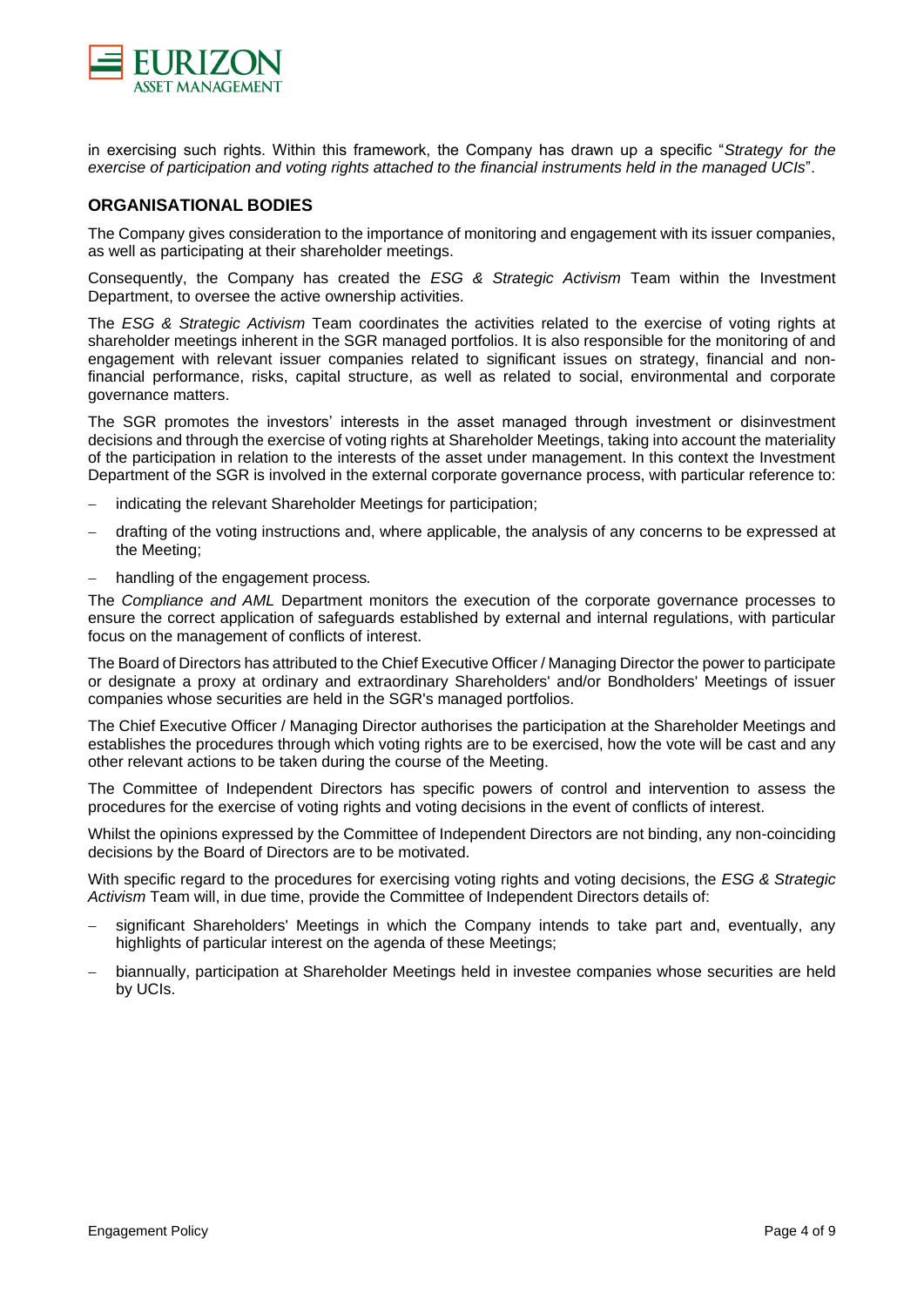in exercising such rights. Within this framework, the Company has drawn up a specific "*Strategy for the exercise of participation and voting rights attached to the financial instruments held in the managed UCIs*".

## ORGANISATIONAL BODIES

The Company gives consideration to the importance of monitoring and engagement with its issuer companies, as well as participating at their shareholder meetings.

Consequently, the Company has created the *ESG & Strategic Activism* Team within the Investment Department, to oversee the active ownership activities.

The *ESG & Strategic Activism* Team coordinates the activities related to the exercise of voting rights at shareholder meetings inherent in the SGR managed portfolios. It is also responsible for the monitoring of and engagement with relevant issuer companies related to significant issues on strategy, financial and non-financial performance, risks, capital structure, as well as related to social, environmental and corporate governance matters.

The SGR promotes the investors' interests in the asset managed through investment or disinvestment decisions and through the exercise of voting rights at Shareholder Meetings, taking into account the materiality of the participation in relation to the interests of the asset under management. In this context the Investment Department of the SGR is involved in the external corporate governance process, with particular reference to:

- indicating the relevant Shareholder Meetings for participation;
- drafting of the voting instructions and, where applicable, the analysis of any concerns to be expressed at the Meeting;
- handling of the engagement process.

The *Compliance and AML* Department monitors the execution of the corporate governance processes to ensure the correct application of safeguards established by external and internal regulations, with particular focus on the management of conflicts of interest.

The Board of Directors has attributed to the Chief Executive Officer / Managing Director the power to participate or designate a proxy at ordinary and extraordinary Shareholders' and/or Bondholders' Meetings of issuer companies whose securities are held in the SGR's managed portfolios.

The Chief Executive Officer / Managing Director authorises the participation at the Shareholder Meetings and establishes the procedures through which voting rights are to be exercised, how the vote will be cast and any other relevant actions to be taken during the course of the Meeting.

The Committee of Independent Directors has specific powers of control and intervention to assess the procedures for the exercise of voting rights and voting decisions in the event of conflicts of interest.

Whilst the opinions expressed by the Committee of Independent Directors are not binding, any non-coinciding decisions by the Board of Directors are to be motivated.

With specific regard to the procedures for exercising voting rights and voting decisions, the *ESG & Strategic Activism* Team will, in due time, provide the Committee of Independent Directors details of:

- significant Shareholders' Meetings in which the Company intends to take part and, eventually, any highlights of particular interest on the agenda of these Meetings;
- biannually, participation at Shareholder Meetings held in investee companies whose securities are held by UCIs.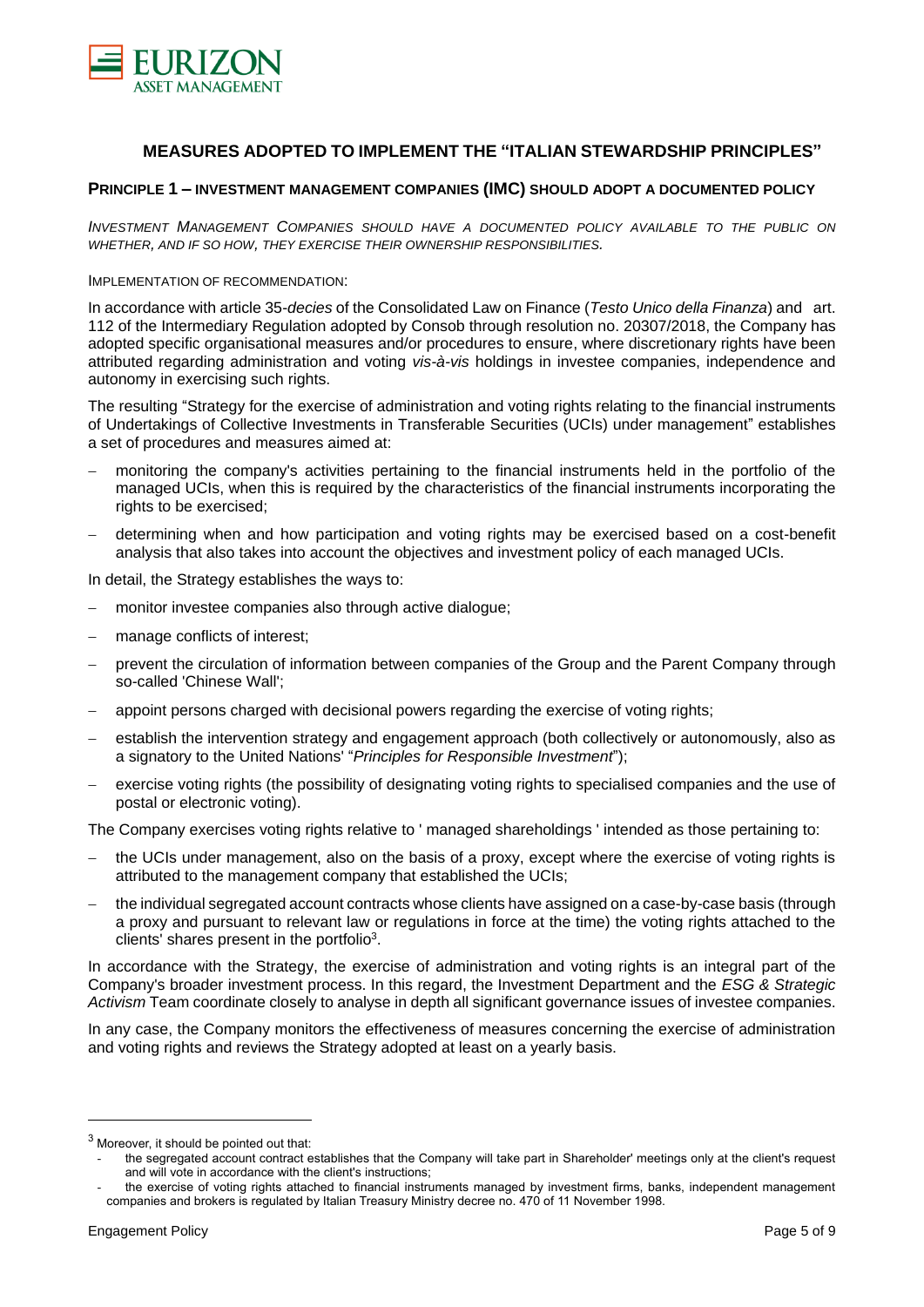## MEASURES ADOPTED TO IMPLEMENT THE "ITALIAN STEWARDSHIP PRINCIPLES"

### PRINCIPLE 1 – INVESTMENT MANAGEMENT COMPANIES (IMC) SHOULD ADOPT A DOCUMENTED POLICY

*INVESTMENT MANAGEMENT COMPANIES SHOULD HAVE A DOCUMENTED POLICY AVAILABLE TO THE PUBLIC ON WHETHER, AND IF SO HOW, THEY EXERCISE THEIR OWNERSHIP RESPONSIBILITIES.*

IMPLEMENTATION OF RECOMMENDATION:

In accordance with article 35-*decies* of the Consolidated Law on Finance (*Testo Unico della Finanza*) and art. 112 of the Intermediary Regulation adopted by Consob through resolution no. 20307/2018, the Company has adopted specific organisational measures and/or procedures to ensure, where discretionary rights have been attributed regarding administration and voting *vis-à-vis* holdings in investee companies, independence and autonomy in exercising such rights.

The resulting "Strategy for the exercise of administration and voting rights relating to the financial instruments of Undertakings of Collective Investments in Transferable Securities (UCIs) under management" establishes a set of procedures and measures aimed at:

- monitoring the company's activities pertaining to the financial instruments held in the portfolio of the managed UCIs, when this is required by the characteristics of the financial instruments incorporating the rights to be exercised;
- determining when and how participation and voting rights may be exercised based on a cost-benefit analysis that also takes into account the objectives and investment policy of each managed UCIs.

In detail, the Strategy establishes the ways to:

- monitor investee companies also through active dialogue;
- manage conflicts of interest;
- prevent the circulation of information between companies of the Group and the Parent Company through so-called 'Chinese Wall';
- appoint persons charged with decisional powers regarding the exercise of voting rights;
- establish the intervention strategy and engagement approach (both collectively or autonomously, also as a signatory to the United Nations' "*Principles for Responsible Investment*");
- exercise voting rights (the possibility of designating voting rights to specialised companies and the use of postal or electronic voting).

The Company exercises voting rights relative to ' managed shareholdings ' intended as those pertaining to:

- the UCIs under management, also on the basis of a proxy, except where the exercise of voting rights is attributed to the management company that established the UCIs;
- the individual segregated account contracts whose clients have assigned on a case-by-case basis (through a proxy and pursuant to relevant law or regulations in force at the time) the voting rights attached to the clients' shares present in the portfolio[3].

In accordance with the Strategy, the exercise of administration and voting rights is an integral part of the Company's broader investment process. In this regard, the Investment Department and the *ESG & Strategic Activism* Team coordinate closely to analyse in depth all significant governance issues of investee companies.

In any case, the Company monitors the effectiveness of measures concerning the exercise of administration and voting rights and reviews the Strategy adopted at least on a yearly basis.

---

[3] Moreover, it should be pointed out that:

- the segregated account contract establishes that the Company will take part in Shareholder' meetings only at the client's request and will vote in accordance with the client's instructions;
- the exercise of voting rights attached to financial instruments managed by investment firms, banks, independent management companies and brokers is regulated by Italian Treasury Ministry decree no. 470 of 11 November 1998.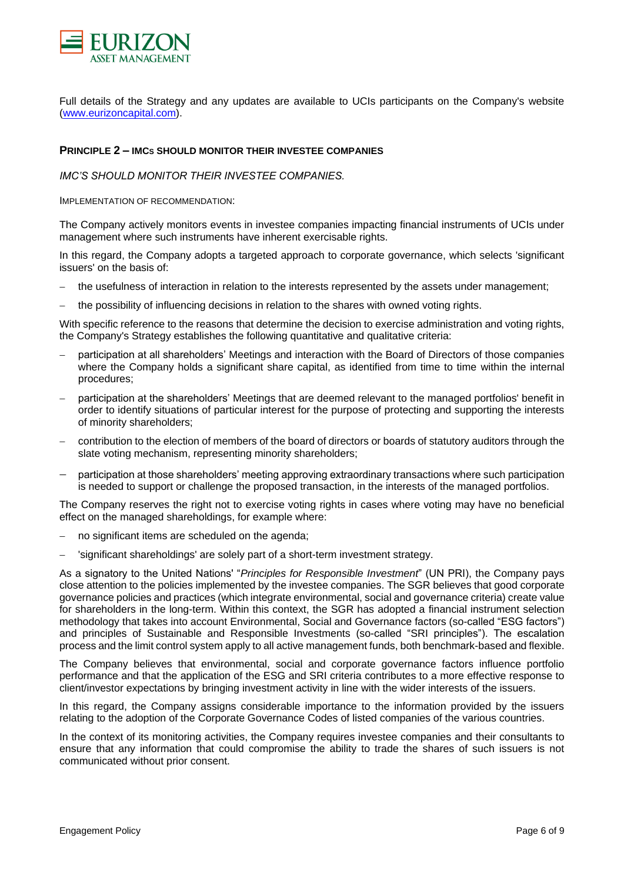Full details of the Strategy and any updates are available to UCIs participants on the Company's website ([www.eurizoncapital.com](www.eurizoncapital.com)).

## PRINCIPLE 2 – IMCS SHOULD MONITOR THEIR INVESTEE COMPANIES

*IMC'S SHOULD MONITOR THEIR INVESTEE COMPANIES.*

IMPLEMENTATION OF RECOMMENDATION:

The Company actively monitors events in investee companies impacting financial instruments of UCIs under management where such instruments have inherent exercisable rights.

In this regard, the Company adopts a targeted approach to corporate governance, which selects 'significant issuers' on the basis of:

- the usefulness of interaction in relation to the interests represented by the assets under management;
- the possibility of influencing decisions in relation to the shares with owned voting rights.

With specific reference to the reasons that determine the decision to exercise administration and voting rights, the Company's Strategy establishes the following quantitative and qualitative criteria:

- participation at all shareholders' Meetings and interaction with the Board of Directors of those companies where the Company holds a significant share capital, as identified from time to time within the internal procedures;
- participation at the shareholders' Meetings that are deemed relevant to the managed portfolios' benefit in order to identify situations of particular interest for the purpose of protecting and supporting the interests of minority shareholders;
- contribution to the election of members of the board of directors or boards of statutory auditors through the slate voting mechanism, representing minority shareholders;
- participation at those shareholders' meeting approving extraordinary transactions where such participation is needed to support or challenge the proposed transaction, in the interests of the managed portfolios.

The Company reserves the right not to exercise voting rights in cases where voting may have no beneficial effect on the managed shareholdings, for example where:

- no significant items are scheduled on the agenda;
- 'significant shareholdings' are solely part of a short-term investment strategy.

As a signatory to the United Nations' "*Principles for Responsible Investment*" (UN PRI), the Company pays close attention to the policies implemented by the investee companies. The SGR believes that good corporate governance policies and practices (which integrate environmental, social and governance criteria) create value for shareholders in the long-term. Within this context, the SGR has adopted a financial instrument selection methodology that takes into account Environmental, Social and Governance factors (so-called "ESG factors") and principles of Sustainable and Responsible Investments (so-called "SRI principles"). The escalation process and the limit control system apply to all active management funds, both benchmark-based and flexible.

The Company believes that environmental, social and corporate governance factors influence portfolio performance and that the application of the ESG and SRI criteria contributes to a more effective response to client/investor expectations by bringing investment activity in line with the wider interests of the issuers.

In this regard, the Company assigns considerable importance to the information provided by the issuers relating to the adoption of the Corporate Governance Codes of listed companies of the various countries.

In the context of its monitoring activities, the Company requires investee companies and their consultants to ensure that any information that could compromise the ability to trade the shares of such issuers is not communicated without prior consent.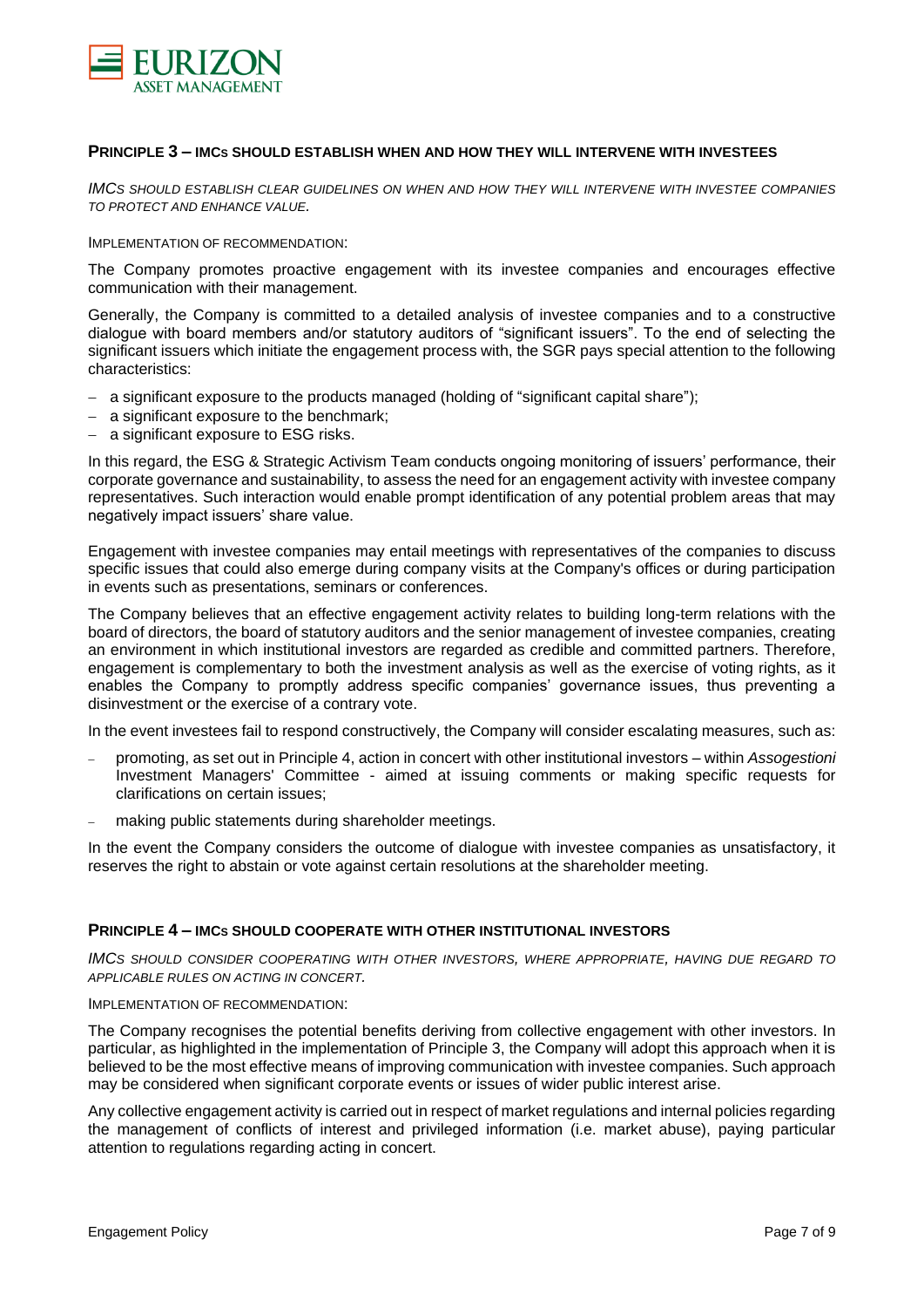## PRINCIPLE 3 – IMCS SHOULD ESTABLISH WHEN AND HOW THEY WILL INTERVENE WITH INVESTEES

*IMCS SHOULD ESTABLISH CLEAR GUIDELINES ON WHEN AND HOW THEY WILL INTERVENE WITH INVESTEE COMPANIES TO PROTECT AND ENHANCE VALUE.*

IMPLEMENTATION OF RECOMMENDATION:

The Company promotes proactive engagement with its investee companies and encourages effective communication with their management.

Generally, the Company is committed to a detailed analysis of investee companies and to a constructive dialogue with board members and/or statutory auditors of "significant issuers". To the end of selecting the significant issuers which initiate the engagement process with, the SGR pays special attention to the following characteristics:

- a significant exposure to the products managed (holding of "significant capital share");
- a significant exposure to the benchmark;
- a significant exposure to ESG risks.

In this regard, the ESG & Strategic Activism Team conducts ongoing monitoring of issuers' performance, their corporate governance and sustainability, to assess the need for an engagement activity with investee company representatives. Such interaction would enable prompt identification of any potential problem areas that may negatively impact issuers' share value.

Engagement with investee companies may entail meetings with representatives of the companies to discuss specific issues that could also emerge during company visits at the Company's offices or during participation in events such as presentations, seminars or conferences.

The Company believes that an effective engagement activity relates to building long-term relations with the board of directors, the board of statutory auditors and the senior management of investee companies, creating an environment in which institutional investors are regarded as credible and committed partners. Therefore, engagement is complementary to both the investment analysis as well as the exercise of voting rights, as it enables the Company to promptly address specific companies' governance issues, thus preventing a disinvestment or the exercise of a contrary vote.

In the event investees fail to respond constructively, the Company will consider escalating measures, such as:

- promoting, as set out in Principle 4, action in concert with other institutional investors – within *Assogestioni* Investment Managers' Committee - aimed at issuing comments or making specific requests for clarifications on certain issues;
- making public statements during shareholder meetings.

In the event the Company considers the outcome of dialogue with investee companies as unsatisfactory, it reserves the right to abstain or vote against certain resolutions at the shareholder meeting.

## PRINCIPLE 4 – IMCS SHOULD COOPERATE WITH OTHER INSTITUTIONAL INVESTORS

*IMCS SHOULD CONSIDER COOPERATING WITH OTHER INVESTORS, WHERE APPROPRIATE, HAVING DUE REGARD TO APPLICABLE RULES ON ACTING IN CONCERT.*

IMPLEMENTATION OF RECOMMENDATION:

The Company recognises the potential benefits deriving from collective engagement with other investors. In particular, as highlighted in the implementation of Principle 3, the Company will adopt this approach when it is believed to be the most effective means of improving communication with investee companies. Such approach may be considered when significant corporate events or issues of wider public interest arise.

Any collective engagement activity is carried out in respect of market regulations and internal policies regarding the management of conflicts of interest and privileged information (i.e. market abuse), paying particular attention to regulations regarding acting in concert.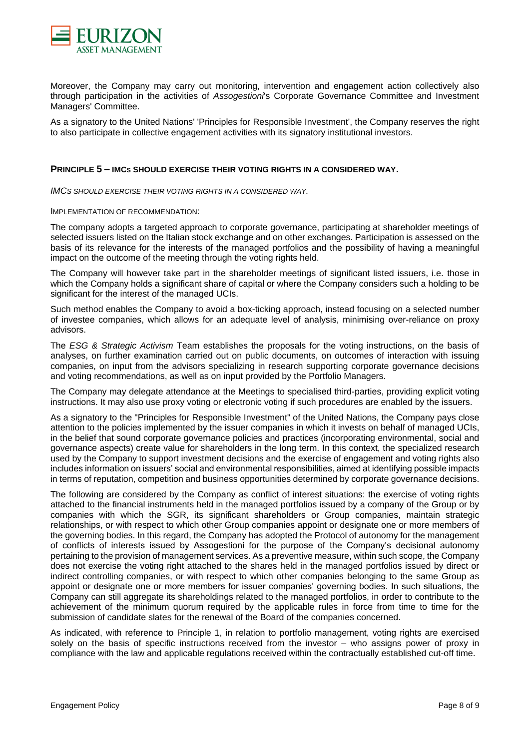Moreover, the Company may carry out monitoring, intervention and engagement action collectively also through participation in the activities of *Assogestioni*'s Corporate Governance Committee and Investment Managers' Committee.

As a signatory to the United Nations' 'Principles for Responsible Investment', the Company reserves the right to also participate in collective engagement activities with its signatory institutional investors.

## PRINCIPLE 5 – IMCs SHOULD EXERCISE THEIR VOTING RIGHTS IN A CONSIDERED WAY.

*IMCS SHOULD EXERCISE THEIR VOTING RIGHTS IN A CONSIDERED WAY.*

IMPLEMENTATION OF RECOMMENDATION:

The company adopts a targeted approach to corporate governance, participating at shareholder meetings of selected issuers listed on the Italian stock exchange and on other exchanges. Participation is assessed on the basis of its relevance for the interests of the managed portfolios and the possibility of having a meaningful impact on the outcome of the meeting through the voting rights held.

The Company will however take part in the shareholder meetings of significant listed issuers, i.e. those in which the Company holds a significant share of capital or where the Company considers such a holding to be significant for the interest of the managed UCIs.

Such method enables the Company to avoid a box-ticking approach, instead focusing on a selected number of investee companies, which allows for an adequate level of analysis, minimising over-reliance on proxy advisors.

The *ESG & Strategic Activism* Team establishes the proposals for the voting instructions, on the basis of analyses, on further examination carried out on public documents, on outcomes of interaction with issuing companies, on input from the advisors specializing in research supporting corporate governance decisions and voting recommendations, as well as on input provided by the Portfolio Managers.

The Company may delegate attendance at the Meetings to specialised third-parties, providing explicit voting instructions. It may also use proxy voting or electronic voting if such procedures are enabled by the issuers.

As a signatory to the "Principles for Responsible Investment" of the United Nations, the Company pays close attention to the policies implemented by the issuer companies in which it invests on behalf of managed UCIs, in the belief that sound corporate governance policies and practices (incorporating environmental, social and governance aspects) create value for shareholders in the long term. In this context, the specialized research used by the Company to support investment decisions and the exercise of engagement and voting rights also includes information on issuers' social and environmental responsibilities, aimed at identifying possible impacts in terms of reputation, competition and business opportunities determined by corporate governance decisions.

The following are considered by the Company as conflict of interest situations: the exercise of voting rights attached to the financial instruments held in the managed portfolios issued by a company of the Group or by companies with which the SGR, its significant shareholders or Group companies, maintain strategic relationships, or with respect to which other Group companies appoint or designate one or more members of the governing bodies. In this regard, the Company has adopted the Protocol of autonomy for the management of conflicts of interests issued by Assogestioni for the purpose of the Company's decisional autonomy pertaining to the provision of management services. As a preventive measure, within such scope, the Company does not exercise the voting right attached to the shares held in the managed portfolios issued by direct or indirect controlling companies, or with respect to which other companies belonging to the same Group as appoint or designate one or more members for issuer companies' governing bodies. In such situations, the Company can still aggregate its shareholdings related to the managed portfolios, in order to contribute to the achievement of the minimum quorum required by the applicable rules in force from time to time for the submission of candidate slates for the renewal of the Board of the companies concerned.

As indicated, with reference to Principle 1, in relation to portfolio management, voting rights are exercised solely on the basis of specific instructions received from the investor – who assigns power of proxy in compliance with the law and applicable regulations received within the contractually established cut-off time.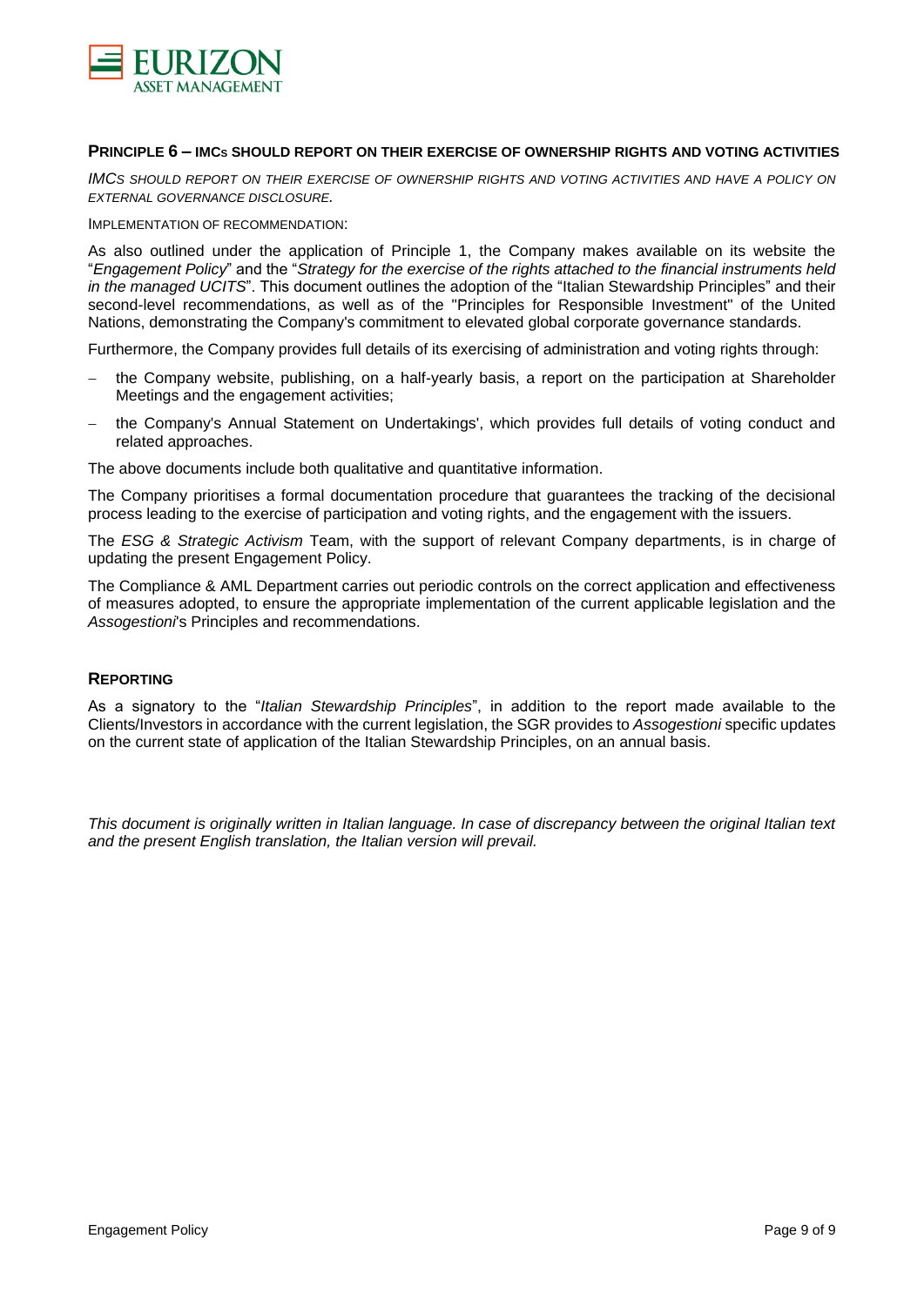## PRINCIPLE 6 – IMCs SHOULD REPORT ON THEIR EXERCISE OF OWNERSHIP RIGHTS AND VOTING ACTIVITIES

*IMCS SHOULD REPORT ON THEIR EXERCISE OF OWNERSHIP RIGHTS AND VOTING ACTIVITIES AND HAVE A POLICY ON EXTERNAL GOVERNANCE DISCLOSURE.*

IMPLEMENTATION OF RECOMMENDATION:

As also outlined under the application of Principle 1, the Company makes available on its website the "*Engagement Policy*" and the "*Strategy for the exercise of the rights attached to the financial instruments held in the managed UCITS*". This document outlines the adoption of the "Italian Stewardship Principles" and their second-level recommendations, as well as of the "Principles for Responsible Investment" of the United Nations, demonstrating the Company's commitment to elevated global corporate governance standards.

Furthermore, the Company provides full details of its exercising of administration and voting rights through:

- the Company website, publishing, on a half-yearly basis, a report on the participation at Shareholder Meetings and the engagement activities;
- the Company's Annual Statement on Undertakings', which provides full details of voting conduct and related approaches.

The above documents include both qualitative and quantitative information.

The Company prioritises a formal documentation procedure that guarantees the tracking of the decisional process leading to the exercise of participation and voting rights, and the engagement with the issuers.

The *ESG & Strategic Activism* Team, with the support of relevant Company departments, is in charge of updating the present Engagement Policy.

The Compliance & AML Department carries out periodic controls on the correct application and effectiveness of measures adopted, to ensure the appropriate implementation of the current applicable legislation and the *Assogestioni*'s Principles and recommendations.

## REPORTING

As a signatory to the "*Italian Stewardship Principles*", in addition to the report made available to the Clients/Investors in accordance with the current legislation, the SGR provides to *Assogestioni* specific updates on the current state of application of the Italian Stewardship Principles, on an annual basis.

*This document is originally written in Italian language. In case of discrepancy between the original Italian text and the present English translation, the Italian version will prevail.*